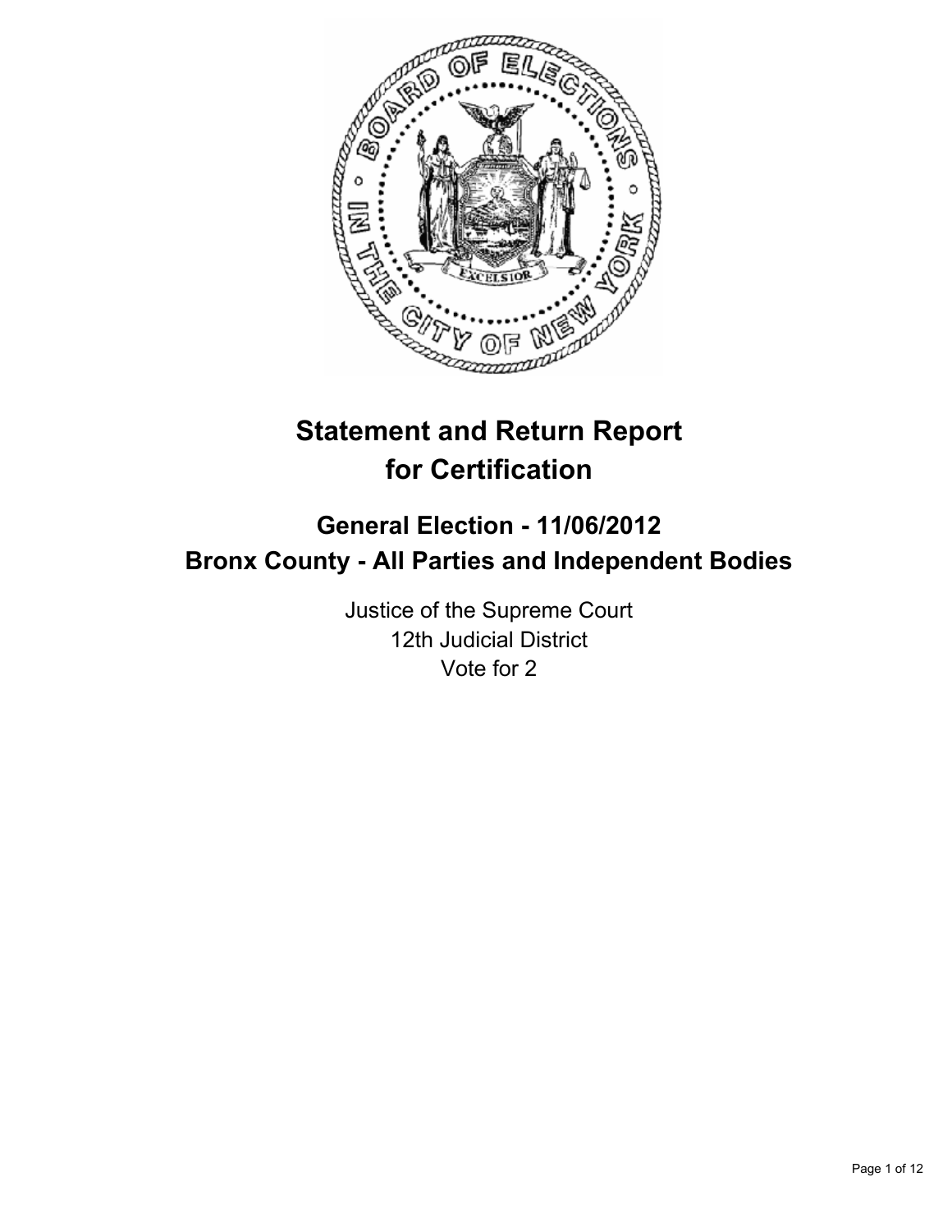# Statement and Return Report for Certification

## General Election - 11/06/2012
## Bronx County - All Parties and Independent Bodies

Justice of the Supreme Court
12th Judicial District
Vote for 2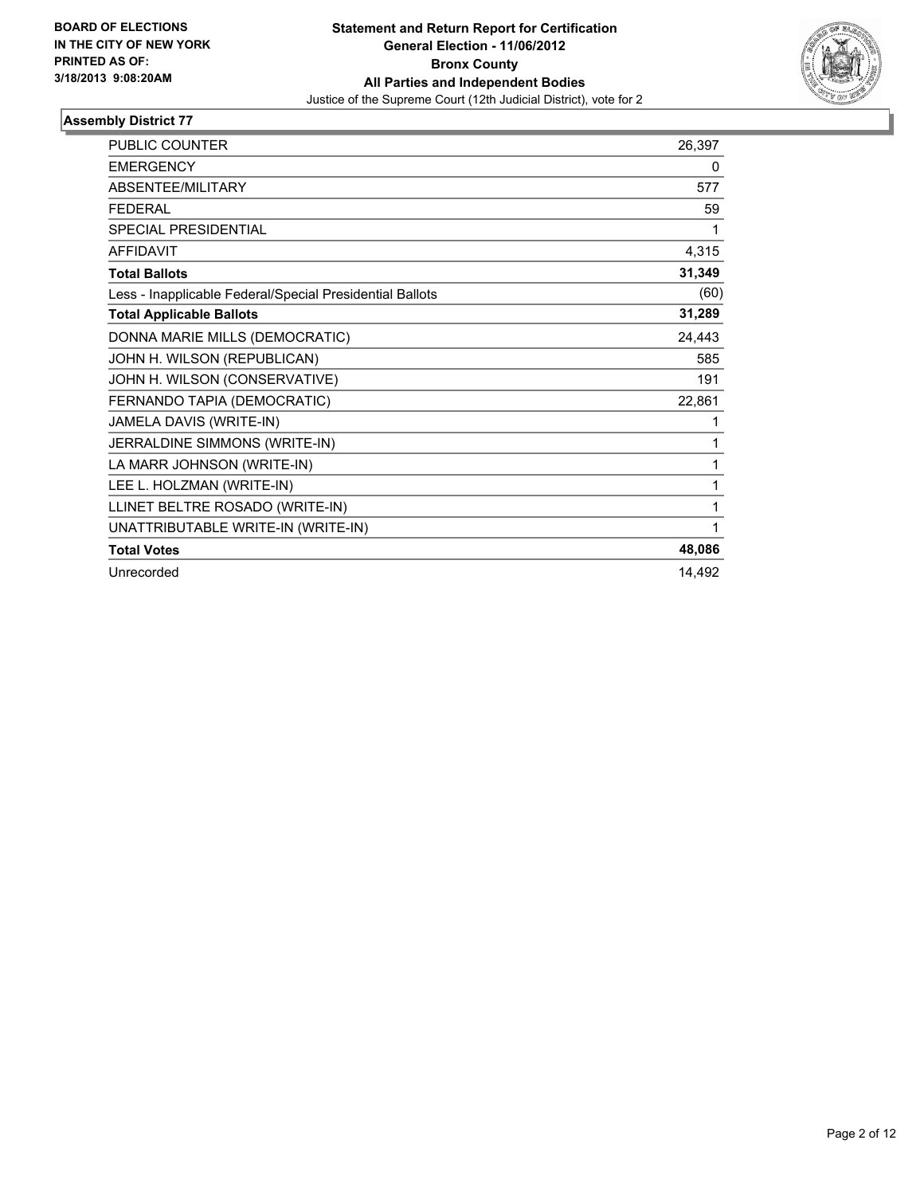**BOARD OF ELECTIONS IN THE CITY OF NEW YORK PRINTED AS OF: 3/18/2013 9:08:20AM**

**Statement and Return Report for Certification General Election - 11/06/2012 Bronx County All Parties and Independent Bodies**
Justice of the Supreme Court (12th Judicial District), vote for 2

### Assembly District 77

| | |
|---|---|
| PUBLIC COUNTER | 26,397 |
| EMERGENCY | 0 |
| ABSENTEE/MILITARY | 577 |
| FEDERAL | 59 |
| SPECIAL PRESIDENTIAL | 1 |
| AFFIDAVIT | 4,315 |
| **Total Ballots** | **31,349** |
| Less - Inapplicable Federal/Special Presidential Ballots | (60) |
| **Total Applicable Ballots** | **31,289** |
| DONNA MARIE MILLS (DEMOCRATIC) | 24,443 |
| JOHN H. WILSON (REPUBLICAN) | 585 |
| JOHN H. WILSON (CONSERVATIVE) | 191 |
| FERNANDO TAPIA (DEMOCRATIC) | 22,861 |
| JAMELA DAVIS (WRITE-IN) | 1 |
| JERRALDINE SIMMONS (WRITE-IN) | 1 |
| LA MARR JOHNSON (WRITE-IN) | 1 |
| LEE L. HOLZMAN (WRITE-IN) | 1 |
| LLINET BELTRE ROSADO (WRITE-IN) | 1 |
| UNATTRIBUTABLE WRITE-IN (WRITE-IN) | 1 |
| **Total Votes** | **48,086** |
| Unrecorded | 14,492 |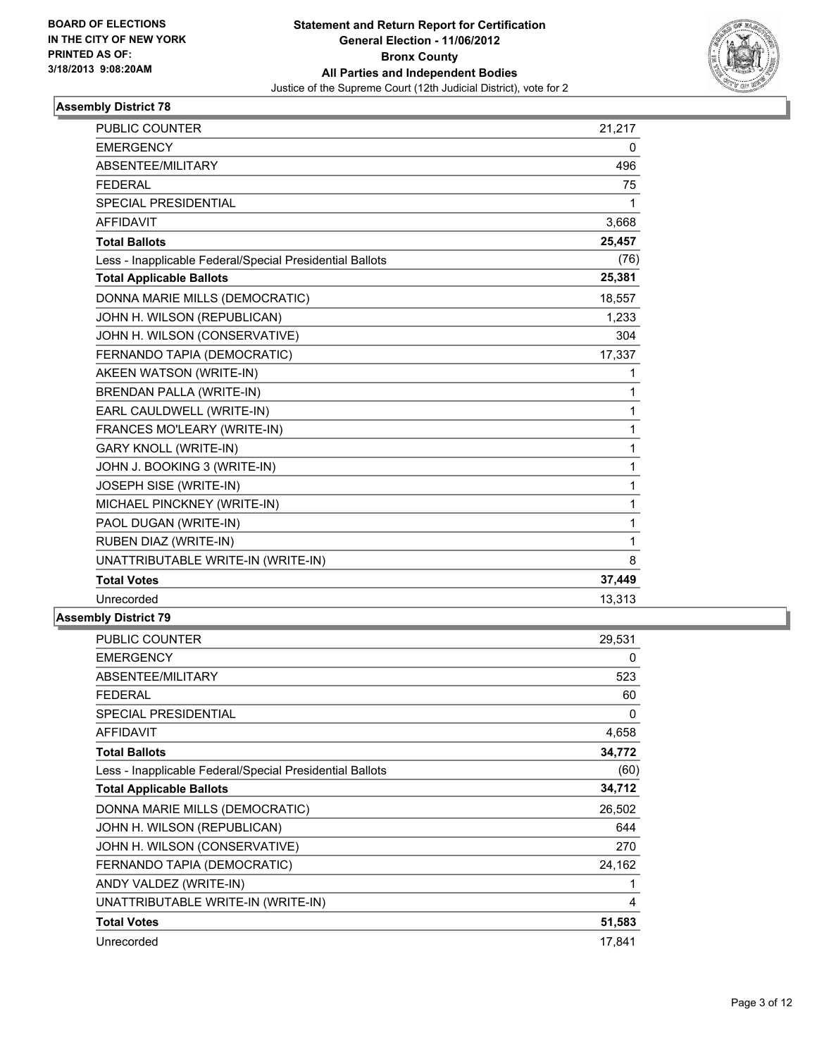BOARD OF ELECTIONS
IN THE CITY OF NEW YORK
PRINTED AS OF:
3/18/2013 9:08:20AM

**Statement and Return Report for Certification**
**General Election - 11/06/2012**
**Bronx County**
**All Parties and Independent Bodies**
Justice of the Supreme Court (12th Judicial District), vote for 2

## Assembly District 78

| | |
|---|---|
| PUBLIC COUNTER | 21,217 |
| EMERGENCY | 0 |
| ABSENTEE/MILITARY | 496 |
| FEDERAL | 75 |
| SPECIAL PRESIDENTIAL | 1 |
| AFFIDAVIT | 3,668 |
| **Total Ballots** | **25,457** |
| Less - Inapplicable Federal/Special Presidential Ballots | (76) |
| **Total Applicable Ballots** | **25,381** |
| DONNA MARIE MILLS (DEMOCRATIC) | 18,557 |
| JOHN H. WILSON (REPUBLICAN) | 1,233 |
| JOHN H. WILSON (CONSERVATIVE) | 304 |
| FERNANDO TAPIA (DEMOCRATIC) | 17,337 |
| AKEEN WATSON (WRITE-IN) | 1 |
| BRENDAN PALLA (WRITE-IN) | 1 |
| EARL CAULDWELL (WRITE-IN) | 1 |
| FRANCES MO'LEARY (WRITE-IN) | 1 |
| GARY KNOLL (WRITE-IN) | 1 |
| JOHN J. BOOKING 3 (WRITE-IN) | 1 |
| JOSEPH SISE (WRITE-IN) | 1 |
| MICHAEL PINCKNEY (WRITE-IN) | 1 |
| PAOL DUGAN (WRITE-IN) | 1 |
| RUBEN DIAZ (WRITE-IN) | 1 |
| UNATTRIBUTABLE WRITE-IN (WRITE-IN) | 8 |
| **Total Votes** | **37,449** |
| Unrecorded | 13,313 |

## Assembly District 79

| | |
|---|---|
| PUBLIC COUNTER | 29,531 |
| EMERGENCY | 0 |
| ABSENTEE/MILITARY | 523 |
| FEDERAL | 60 |
| SPECIAL PRESIDENTIAL | 0 |
| AFFIDAVIT | 4,658 |
| **Total Ballots** | **34,772** |
| Less - Inapplicable Federal/Special Presidential Ballots | (60) |
| **Total Applicable Ballots** | **34,712** |
| DONNA MARIE MILLS (DEMOCRATIC) | 26,502 |
| JOHN H. WILSON (REPUBLICAN) | 644 |
| JOHN H. WILSON (CONSERVATIVE) | 270 |
| FERNANDO TAPIA (DEMOCRATIC) | 24,162 |
| ANDY VALDEZ (WRITE-IN) | 1 |
| UNATTRIBUTABLE WRITE-IN (WRITE-IN) | 4 |
| **Total Votes** | **51,583** |
| Unrecorded | 17,841 |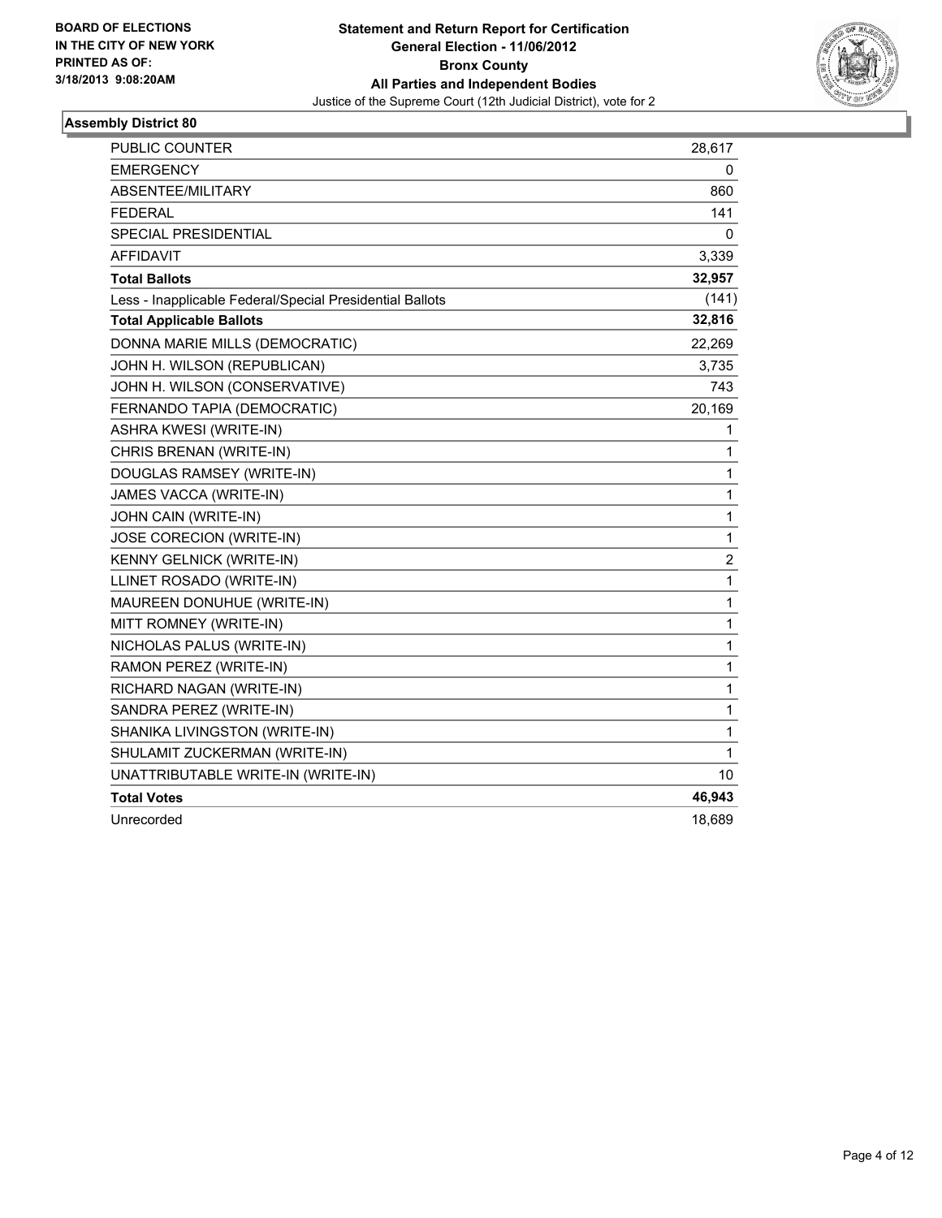BOARD OF ELECTIONS
IN THE CITY OF NEW YORK
PRINTED AS OF:
3/18/2013 9:08:20AM

**Statement and Return Report for Certification**
**General Election - 11/06/2012**
**Bronx County**
**All Parties and Independent Bodies**
Justice of the Supreme Court (12th Judicial District), vote for 2

## Assembly District 80

| | |
|---|---|
| PUBLIC COUNTER | 28,617 |
| EMERGENCY | 0 |
| ABSENTEE/MILITARY | 860 |
| FEDERAL | 141 |
| SPECIAL PRESIDENTIAL | 0 |
| AFFIDAVIT | 3,339 |
| **Total Ballots** | **32,957** |
| Less - Inapplicable Federal/Special Presidential Ballots | (141) |
| **Total Applicable Ballots** | **32,816** |
| DONNA MARIE MILLS (DEMOCRATIC) | 22,269 |
| JOHN H. WILSON (REPUBLICAN) | 3,735 |
| JOHN H. WILSON (CONSERVATIVE) | 743 |
| FERNANDO TAPIA (DEMOCRATIC) | 20,169 |
| ASHRA KWESI (WRITE-IN) | 1 |
| CHRIS BRENAN (WRITE-IN) | 1 |
| DOUGLAS RAMSEY (WRITE-IN) | 1 |
| JAMES VACCA (WRITE-IN) | 1 |
| JOHN CAIN (WRITE-IN) | 1 |
| JOSE CORECION (WRITE-IN) | 1 |
| KENNY GELNICK (WRITE-IN) | 2 |
| LLINET ROSADO (WRITE-IN) | 1 |
| MAUREEN DONUHUE (WRITE-IN) | 1 |
| MITT ROMNEY (WRITE-IN) | 1 |
| NICHOLAS PALUS (WRITE-IN) | 1 |
| RAMON PEREZ (WRITE-IN) | 1 |
| RICHARD NAGAN (WRITE-IN) | 1 |
| SANDRA PEREZ (WRITE-IN) | 1 |
| SHANIKA LIVINGSTON (WRITE-IN) | 1 |
| SHULAMIT ZUCKERMAN (WRITE-IN) | 1 |
| UNATTRIBUTABLE WRITE-IN (WRITE-IN) | 10 |
| **Total Votes** | **46,943** |
| Unrecorded | 18,689 |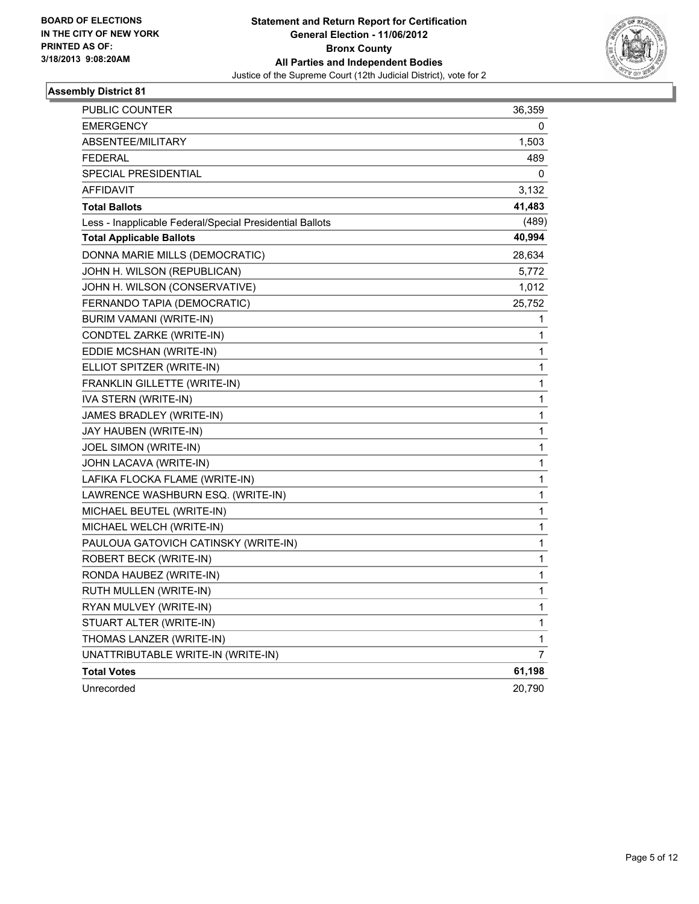**BOARD OF ELECTIONS IN THE CITY OF NEW YORK PRINTED AS OF: 3/18/2013 9:08:20AM**

**Statement and Return Report for Certification**
**General Election - 11/06/2012**
**Bronx County**
**All Parties and Independent Bodies**
Justice of the Supreme Court (12th Judicial District), vote for 2

## Assembly District 81

| | |
|---|---|
| PUBLIC COUNTER | 36,359 |
| EMERGENCY | 0 |
| ABSENTEE/MILITARY | 1,503 |
| FEDERAL | 489 |
| SPECIAL PRESIDENTIAL | 0 |
| AFFIDAVIT | 3,132 |
| **Total Ballots** | **41,483** |
| Less - Inapplicable Federal/Special Presidential Ballots | (489) |
| **Total Applicable Ballots** | **40,994** |
| DONNA MARIE MILLS (DEMOCRATIC) | 28,634 |
| JOHN H. WILSON (REPUBLICAN) | 5,772 |
| JOHN H. WILSON (CONSERVATIVE) | 1,012 |
| FERNANDO TAPIA (DEMOCRATIC) | 25,752 |
| BURIM VAMANI (WRITE-IN) | 1 |
| CONDTEL ZARKE (WRITE-IN) | 1 |
| EDDIE MCSHAN (WRITE-IN) | 1 |
| ELLIOT SPITZER (WRITE-IN) | 1 |
| FRANKLIN GILLETTE (WRITE-IN) | 1 |
| IVA STERN (WRITE-IN) | 1 |
| JAMES BRADLEY (WRITE-IN) | 1 |
| JAY HAUBEN (WRITE-IN) | 1 |
| JOEL SIMON (WRITE-IN) | 1 |
| JOHN LACAVA (WRITE-IN) | 1 |
| LAFIKA FLOCKA FLAME (WRITE-IN) | 1 |
| LAWRENCE WASHBURN ESQ. (WRITE-IN) | 1 |
| MICHAEL BEUTEL (WRITE-IN) | 1 |
| MICHAEL WELCH (WRITE-IN) | 1 |
| PAULOUA GATOVICH CATINSKY (WRITE-IN) | 1 |
| ROBERT BECK (WRITE-IN) | 1 |
| RONDA HAUBEZ (WRITE-IN) | 1 |
| RUTH MULLEN (WRITE-IN) | 1 |
| RYAN MULVEY (WRITE-IN) | 1 |
| STUART ALTER (WRITE-IN) | 1 |
| THOMAS LANZER (WRITE-IN) | 1 |
| UNATTRIBUTABLE WRITE-IN (WRITE-IN) | 7 |
| **Total Votes** | **61,198** |
| Unrecorded | 20,790 |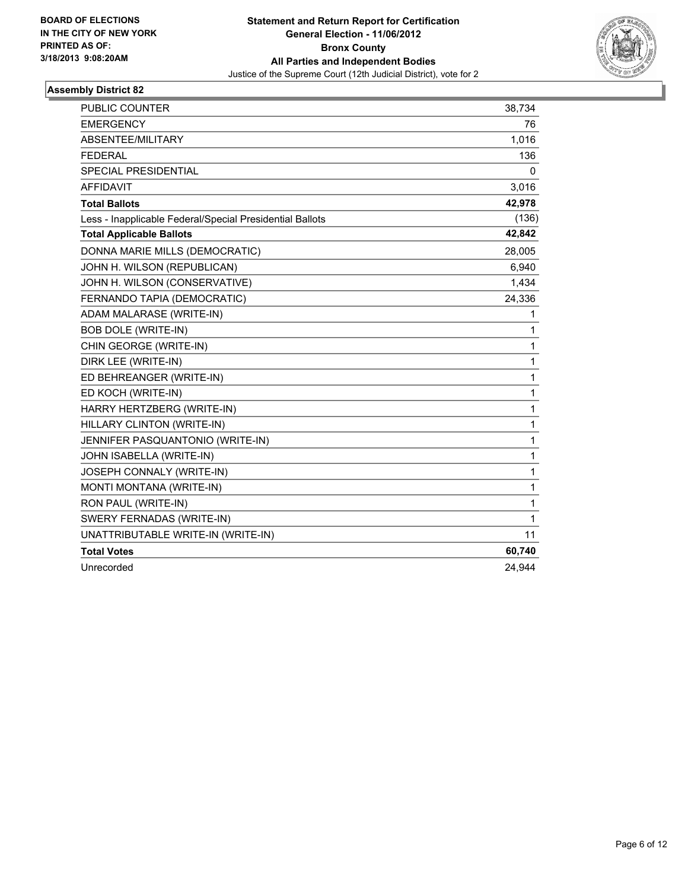**BOARD OF ELECTIONS IN THE CITY OF NEW YORK PRINTED AS OF: 3/18/2013 9:08:20AM**

**Statement and Return Report for Certification**
**General Election - 11/06/2012**
**Bronx County**
**All Parties and Independent Bodies**
Justice of the Supreme Court (12th Judicial District), vote for 2

**Assembly District 82**

| | |
|---|---|
| PUBLIC COUNTER | 38,734 |
| EMERGENCY | 76 |
| ABSENTEE/MILITARY | 1,016 |
| FEDERAL | 136 |
| SPECIAL PRESIDENTIAL | 0 |
| AFFIDAVIT | 3,016 |
| **Total Ballots** | **42,978** |
| Less - Inapplicable Federal/Special Presidential Ballots | (136) |
| **Total Applicable Ballots** | **42,842** |
| DONNA MARIE MILLS (DEMOCRATIC) | 28,005 |
| JOHN H. WILSON (REPUBLICAN) | 6,940 |
| JOHN H. WILSON (CONSERVATIVE) | 1,434 |
| FERNANDO TAPIA (DEMOCRATIC) | 24,336 |
| ADAM MALARASE (WRITE-IN) | 1 |
| BOB DOLE (WRITE-IN) | 1 |
| CHIN GEORGE (WRITE-IN) | 1 |
| DIRK LEE (WRITE-IN) | 1 |
| ED BEHREANGER (WRITE-IN) | 1 |
| ED KOCH (WRITE-IN) | 1 |
| HARRY HERTZBERG (WRITE-IN) | 1 |
| HILLARY CLINTON (WRITE-IN) | 1 |
| JENNIFER PASQUANTONIO (WRITE-IN) | 1 |
| JOHN ISABELLA (WRITE-IN) | 1 |
| JOSEPH CONNALY (WRITE-IN) | 1 |
| MONTI MONTANA (WRITE-IN) | 1 |
| RON PAUL (WRITE-IN) | 1 |
| SWERY FERNADAS (WRITE-IN) | 1 |
| UNATTRIBUTABLE WRITE-IN (WRITE-IN) | 11 |
| **Total Votes** | **60,740** |
| Unrecorded | 24,944 |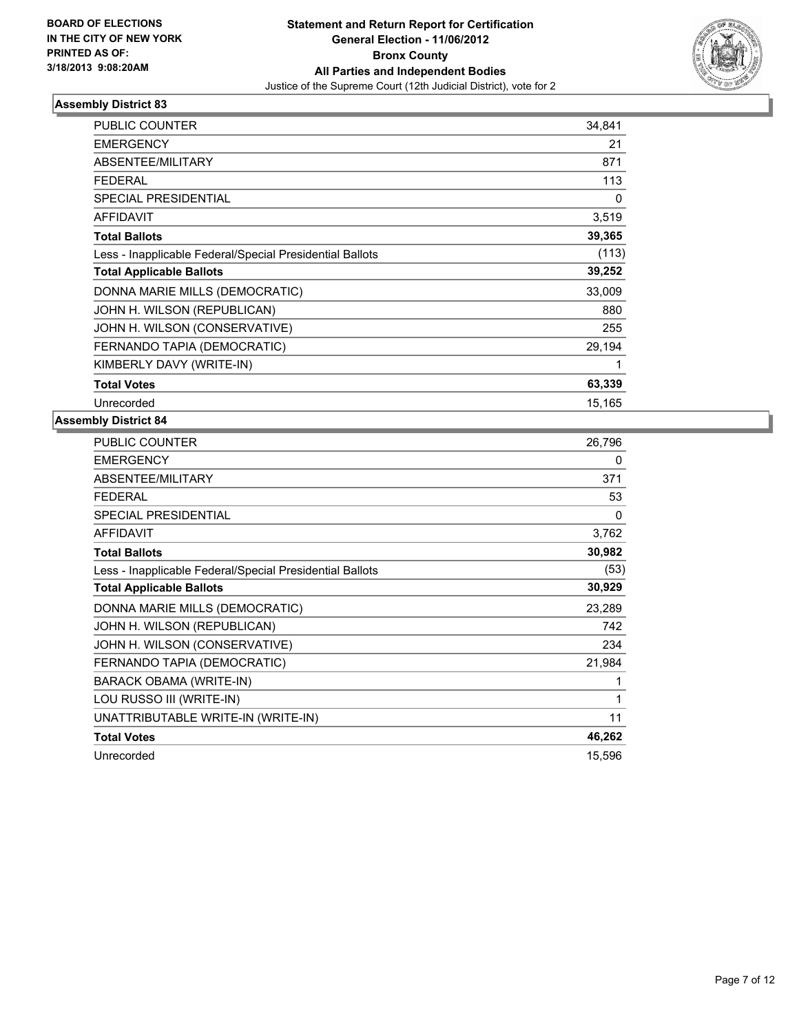**BOARD OF ELECTIONS IN THE CITY OF NEW YORK PRINTED AS OF: 3/18/2013 9:08:20AM**

**Statement and Return Report for Certification General Election - 11/06/2012 Bronx County All Parties and Independent Bodies**

Justice of the Supreme Court (12th Judicial District), vote for 2

## Assembly District 83

| | |
|---|---|
| PUBLIC COUNTER | 34,841 |
| EMERGENCY | 21 |
| ABSENTEE/MILITARY | 871 |
| FEDERAL | 113 |
| SPECIAL PRESIDENTIAL | 0 |
| AFFIDAVIT | 3,519 |
| **Total Ballots** | **39,365** |
| Less - Inapplicable Federal/Special Presidential Ballots | (113) |
| **Total Applicable Ballots** | **39,252** |
| DONNA MARIE MILLS (DEMOCRATIC) | 33,009 |
| JOHN H. WILSON (REPUBLICAN) | 880 |
| JOHN H. WILSON (CONSERVATIVE) | 255 |
| FERNANDO TAPIA (DEMOCRATIC) | 29,194 |
| KIMBERLY DAVY (WRITE-IN) | 1 |
| **Total Votes** | **63,339** |
| Unrecorded | 15,165 |

## Assembly District 84

| | |
|---|---|
| PUBLIC COUNTER | 26,796 |
| EMERGENCY | 0 |
| ABSENTEE/MILITARY | 371 |
| FEDERAL | 53 |
| SPECIAL PRESIDENTIAL | 0 |
| AFFIDAVIT | 3,762 |
| **Total Ballots** | **30,982** |
| Less - Inapplicable Federal/Special Presidential Ballots | (53) |
| **Total Applicable Ballots** | **30,929** |
| DONNA MARIE MILLS (DEMOCRATIC) | 23,289 |
| JOHN H. WILSON (REPUBLICAN) | 742 |
| JOHN H. WILSON (CONSERVATIVE) | 234 |
| FERNANDO TAPIA (DEMOCRATIC) | 21,984 |
| BARACK OBAMA (WRITE-IN) | 1 |
| LOU RUSSO III (WRITE-IN) | 1 |
| UNATTRIBUTABLE WRITE-IN (WRITE-IN) | 11 |
| **Total Votes** | **46,262** |
| Unrecorded | 15,596 |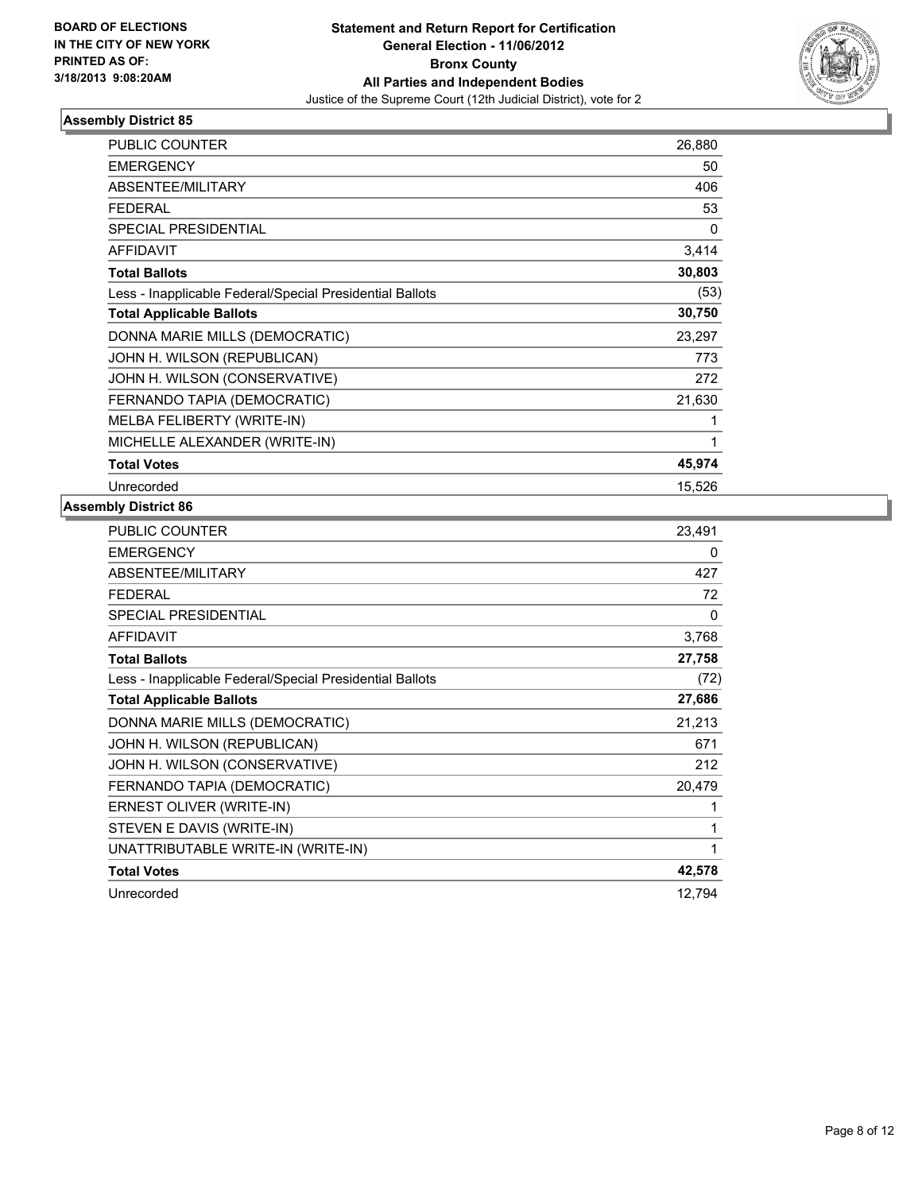BOARD OF ELECTIONS
IN THE CITY OF NEW YORK
PRINTED AS OF:
3/18/2013 9:08:20AM

**Statement and Return Report for Certification**
**General Election - 11/06/2012**
**Bronx County**
**All Parties and Independent Bodies**
Justice of the Supreme Court (12th Judicial District), vote for 2

### Assembly District 85

| | |
|---|---|
| PUBLIC COUNTER | 26,880 |
| EMERGENCY | 50 |
| ABSENTEE/MILITARY | 406 |
| FEDERAL | 53 |
| SPECIAL PRESIDENTIAL | 0 |
| AFFIDAVIT | 3,414 |
| **Total Ballots** | **30,803** |
| Less - Inapplicable Federal/Special Presidential Ballots | (53) |
| **Total Applicable Ballots** | **30,750** |
| DONNA MARIE MILLS (DEMOCRATIC) | 23,297 |
| JOHN H. WILSON (REPUBLICAN) | 773 |
| JOHN H. WILSON (CONSERVATIVE) | 272 |
| FERNANDO TAPIA (DEMOCRATIC) | 21,630 |
| MELBA FELIBERTY (WRITE-IN) | 1 |
| MICHELLE ALEXANDER (WRITE-IN) | 1 |
| **Total Votes** | **45,974** |
| Unrecorded | 15,526 |

### Assembly District 86

| | |
|---|---|
| PUBLIC COUNTER | 23,491 |
| EMERGENCY | 0 |
| ABSENTEE/MILITARY | 427 |
| FEDERAL | 72 |
| SPECIAL PRESIDENTIAL | 0 |
| AFFIDAVIT | 3,768 |
| **Total Ballots** | **27,758** |
| Less - Inapplicable Federal/Special Presidential Ballots | (72) |
| **Total Applicable Ballots** | **27,686** |
| DONNA MARIE MILLS (DEMOCRATIC) | 21,213 |
| JOHN H. WILSON (REPUBLICAN) | 671 |
| JOHN H. WILSON (CONSERVATIVE) | 212 |
| FERNANDO TAPIA (DEMOCRATIC) | 20,479 |
| ERNEST OLIVER (WRITE-IN) | 1 |
| STEVEN E DAVIS (WRITE-IN) | 1 |
| UNATTRIBUTABLE WRITE-IN (WRITE-IN) | 1 |
| **Total Votes** | **42,578** |
| Unrecorded | 12,794 |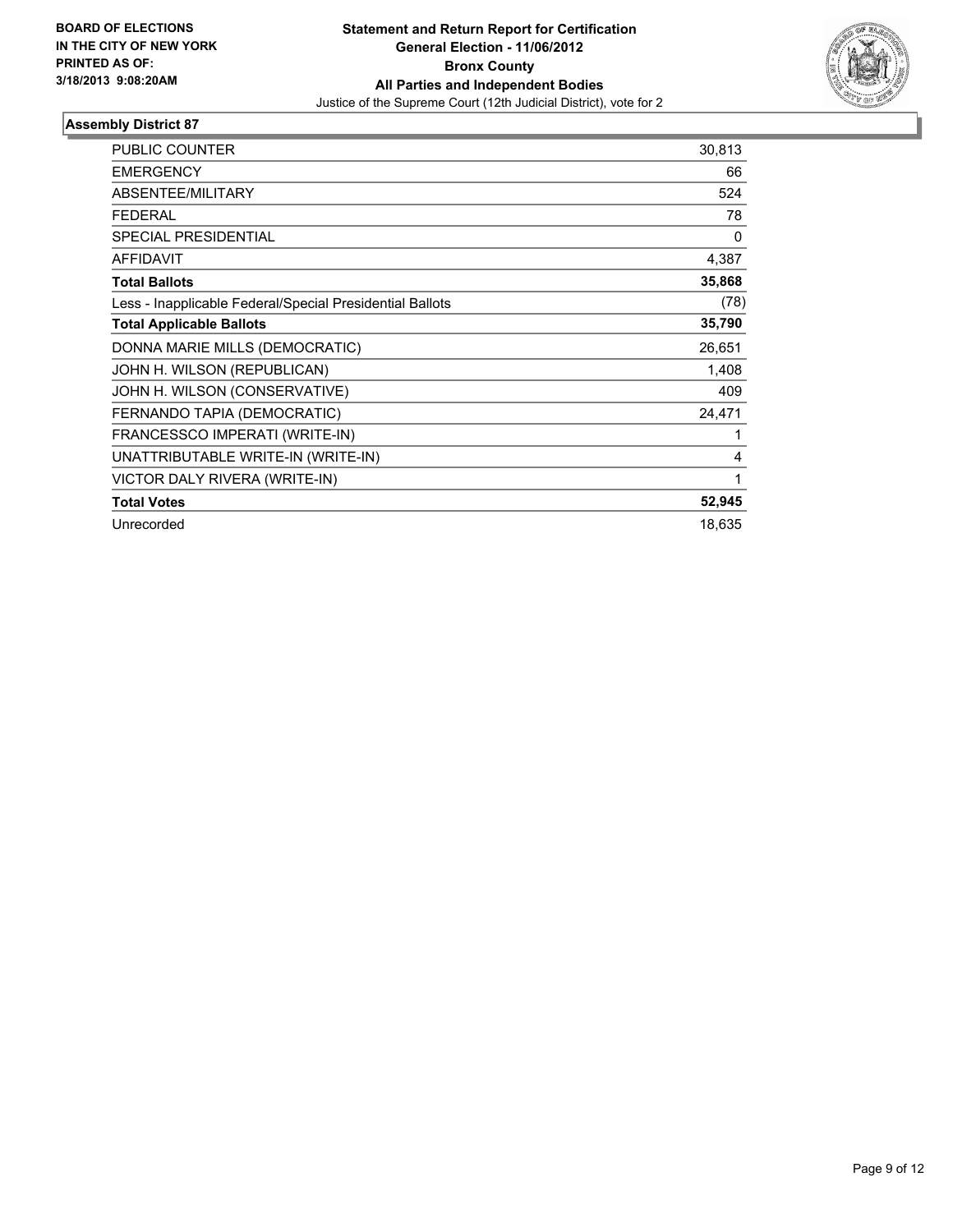**BOARD OF ELECTIONS IN THE CITY OF NEW YORK PRINTED AS OF: 3/18/2013 9:08:20AM**

**Statement and Return Report for Certification General Election - 11/06/2012 Bronx County All Parties and Independent Bodies**

Justice of the Supreme Court (12th Judicial District), vote for 2

### Assembly District 87

| | |
|---|---|
| PUBLIC COUNTER | 30,813 |
| EMERGENCY | 66 |
| ABSENTEE/MILITARY | 524 |
| FEDERAL | 78 |
| SPECIAL PRESIDENTIAL | 0 |
| AFFIDAVIT | 4,387 |
| **Total Ballots** | **35,868** |
| Less - Inapplicable Federal/Special Presidential Ballots | (78) |
| **Total Applicable Ballots** | **35,790** |
| DONNA MARIE MILLS (DEMOCRATIC) | 26,651 |
| JOHN H. WILSON (REPUBLICAN) | 1,408 |
| JOHN H. WILSON (CONSERVATIVE) | 409 |
| FERNANDO TAPIA (DEMOCRATIC) | 24,471 |
| FRANCESSCO IMPERATI (WRITE-IN) | 1 |
| UNATTRIBUTABLE WRITE-IN (WRITE-IN) | 4 |
| VICTOR DALY RIVERA (WRITE-IN) | 1 |
| **Total Votes** | **52,945** |
| Unrecorded | 18,635 |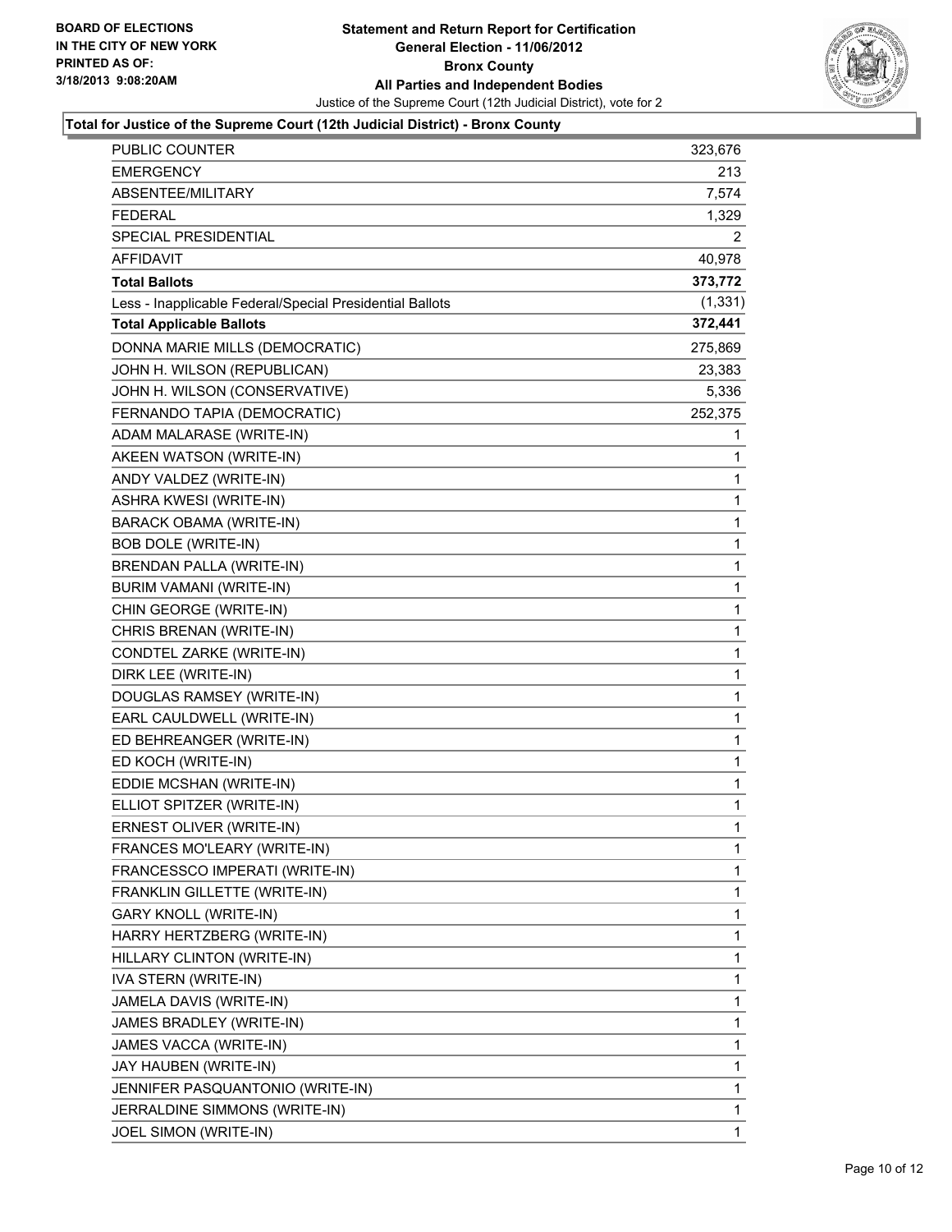BOARD OF ELECTIONS
IN THE CITY OF NEW YORK
PRINTED AS OF:
3/18/2013 9:08:20AM

# Statement and Return Report for Certification
## General Election - 11/06/2012
## Bronx County
## All Parties and Independent Bodies

Justice of the Supreme Court (12th Judicial District), vote for 2

### Total for Justice of the Supreme Court (12th Judicial District) - Bronx County

| | |
|---|---|
| PUBLIC COUNTER | 323,676 |
| EMERGENCY | 213 |
| ABSENTEE/MILITARY | 7,574 |
| FEDERAL | 1,329 |
| SPECIAL PRESIDENTIAL | 2 |
| AFFIDAVIT | 40,978 |
| **Total Ballots** | **373,772** |
| Less - Inapplicable Federal/Special Presidential Ballots | (1,331) |
| **Total Applicable Ballots** | **372,441** |
| DONNA MARIE MILLS (DEMOCRATIC) | 275,869 |
| JOHN H. WILSON (REPUBLICAN) | 23,383 |
| JOHN H. WILSON (CONSERVATIVE) | 5,336 |
| FERNANDO TAPIA (DEMOCRATIC) | 252,375 |
| ADAM MALARASE (WRITE-IN) | 1 |
| AKEEN WATSON (WRITE-IN) | 1 |
| ANDY VALDEZ (WRITE-IN) | 1 |
| ASHRA KWESI (WRITE-IN) | 1 |
| BARACK OBAMA (WRITE-IN) | 1 |
| BOB DOLE (WRITE-IN) | 1 |
| BRENDAN PALLA (WRITE-IN) | 1 |
| BURIM VAMANI (WRITE-IN) | 1 |
| CHIN GEORGE (WRITE-IN) | 1 |
| CHRIS BRENAN (WRITE-IN) | 1 |
| CONDTEL ZARKE (WRITE-IN) | 1 |
| DIRK LEE (WRITE-IN) | 1 |
| DOUGLAS RAMSEY (WRITE-IN) | 1 |
| EARL CAULDWELL (WRITE-IN) | 1 |
| ED BEHREANGER (WRITE-IN) | 1 |
| ED KOCH (WRITE-IN) | 1 |
| EDDIE MCSHAN (WRITE-IN) | 1 |
| ELLIOT SPITZER (WRITE-IN) | 1 |
| ERNEST OLIVER (WRITE-IN) | 1 |
| FRANCES MO'LEARY (WRITE-IN) | 1 |
| FRANCESSCO IMPERATI (WRITE-IN) | 1 |
| FRANKLIN GILLETTE (WRITE-IN) | 1 |
| GARY KNOLL (WRITE-IN) | 1 |
| HARRY HERTZBERG (WRITE-IN) | 1 |
| HILLARY CLINTON (WRITE-IN) | 1 |
| IVA STERN (WRITE-IN) | 1 |
| JAMELA DAVIS (WRITE-IN) | 1 |
| JAMES BRADLEY (WRITE-IN) | 1 |
| JAMES VACCA (WRITE-IN) | 1 |
| JAY HAUBEN (WRITE-IN) | 1 |
| JENNIFER PASQUANTONIO (WRITE-IN) | 1 |
| JERRALDINE SIMMONS (WRITE-IN) | 1 |
| JOEL SIMON (WRITE-IN) | 1 |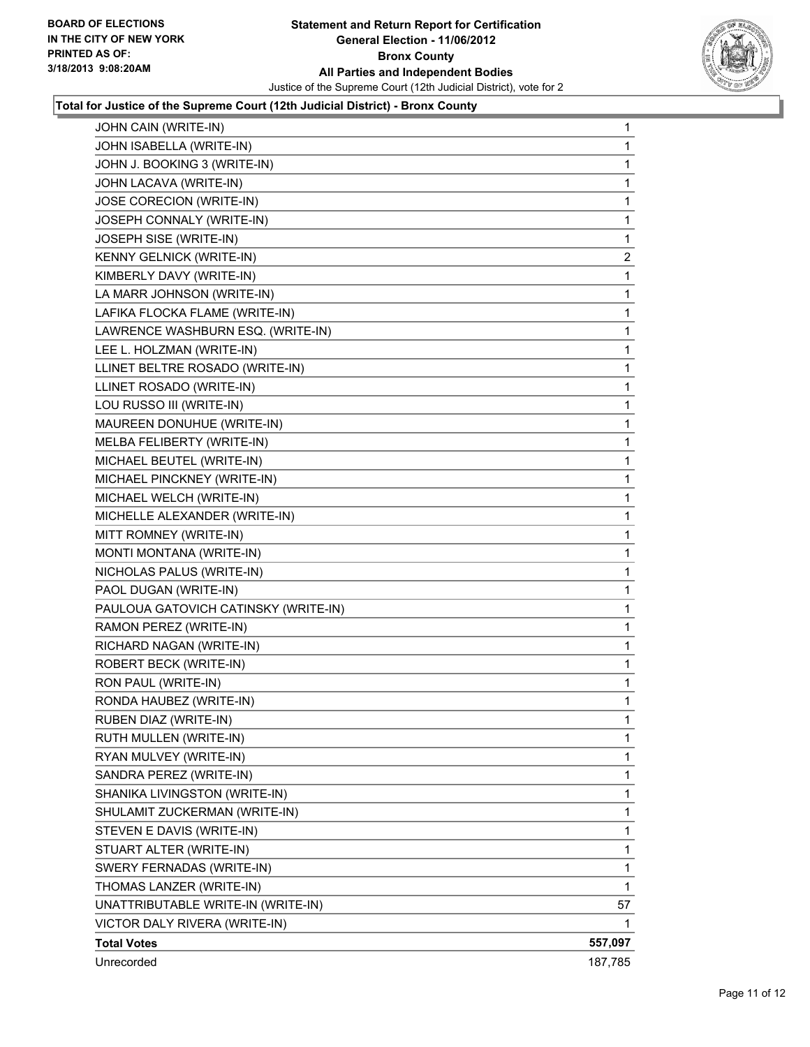BOARD OF ELECTIONS
IN THE CITY OF NEW YORK
PRINTED AS OF:
3/18/2013 9:08:20AM

**Statement and Return Report for Certification**
**General Election - 11/06/2012**
**Bronx County**
**All Parties and Independent Bodies**
Justice of the Supreme Court (12th Judicial District), vote for 2

**Total for Justice of the Supreme Court (12th Judicial District) - Bronx County**

| | |
|---|---|
| JOHN CAIN (WRITE-IN) | 1 |
| JOHN ISABELLA (WRITE-IN) | 1 |
| JOHN J. BOOKING 3 (WRITE-IN) | 1 |
| JOHN LACAVA (WRITE-IN) | 1 |
| JOSE CORECION (WRITE-IN) | 1 |
| JOSEPH CONNALY (WRITE-IN) | 1 |
| JOSEPH SISE (WRITE-IN) | 1 |
| KENNY GELNICK (WRITE-IN) | 2 |
| KIMBERLY DAVY (WRITE-IN) | 1 |
| LA MARR JOHNSON (WRITE-IN) | 1 |
| LAFIKA FLOCKA FLAME (WRITE-IN) | 1 |
| LAWRENCE WASHBURN ESQ. (WRITE-IN) | 1 |
| LEE L. HOLZMAN (WRITE-IN) | 1 |
| LLINET BELTRE ROSADO (WRITE-IN) | 1 |
| LLINET ROSADO (WRITE-IN) | 1 |
| LOU RUSSO III (WRITE-IN) | 1 |
| MAUREEN DONUHUE (WRITE-IN) | 1 |
| MELBA FELIBERTY (WRITE-IN) | 1 |
| MICHAEL BEUTEL (WRITE-IN) | 1 |
| MICHAEL PINCKNEY (WRITE-IN) | 1 |
| MICHAEL WELCH (WRITE-IN) | 1 |
| MICHELLE ALEXANDER (WRITE-IN) | 1 |
| MITT ROMNEY (WRITE-IN) | 1 |
| MONTI MONTANA (WRITE-IN) | 1 |
| NICHOLAS PALUS (WRITE-IN) | 1 |
| PAOL DUGAN (WRITE-IN) | 1 |
| PAULOUA GATOVICH CATINSKY (WRITE-IN) | 1 |
| RAMON PEREZ (WRITE-IN) | 1 |
| RICHARD NAGAN (WRITE-IN) | 1 |
| ROBERT BECK (WRITE-IN) | 1 |
| RON PAUL (WRITE-IN) | 1 |
| RONDA HAUBEZ (WRITE-IN) | 1 |
| RUBEN DIAZ (WRITE-IN) | 1 |
| RUTH MULLEN (WRITE-IN) | 1 |
| RYAN MULVEY (WRITE-IN) | 1 |
| SANDRA PEREZ (WRITE-IN) | 1 |
| SHANIKA LIVINGSTON (WRITE-IN) | 1 |
| SHULAMIT ZUCKERMAN (WRITE-IN) | 1 |
| STEVEN E DAVIS (WRITE-IN) | 1 |
| STUART ALTER (WRITE-IN) | 1 |
| SWERY FERNADAS (WRITE-IN) | 1 |
| THOMAS LANZER (WRITE-IN) | 1 |
| UNATTRIBUTABLE WRITE-IN (WRITE-IN) | 57 |
| VICTOR DALY RIVERA (WRITE-IN) | 1 |
| **Total Votes** | **557,097** |
| Unrecorded | 187,785 |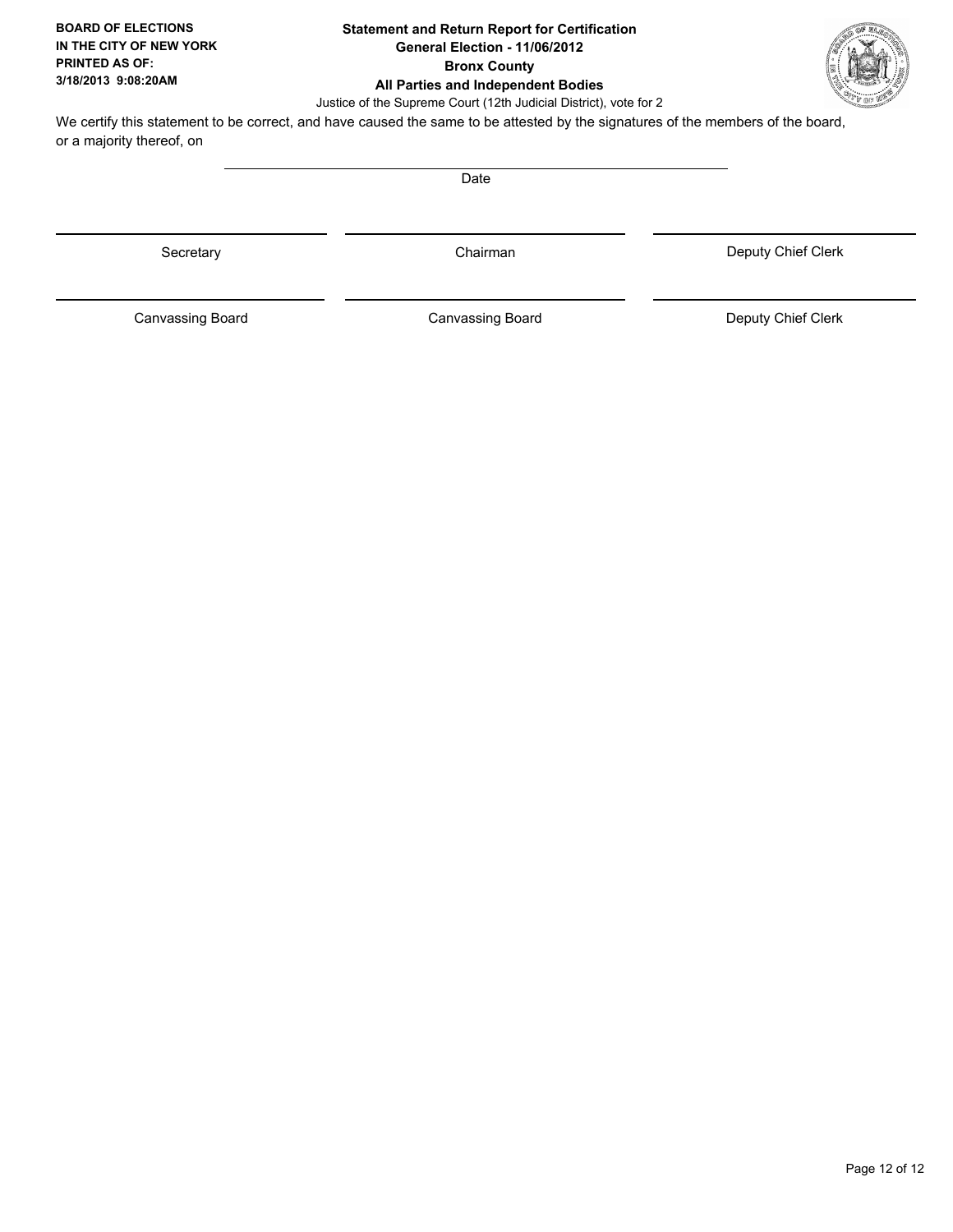**BOARD OF ELECTIONS IN THE CITY OF NEW YORK PRINTED AS OF: 3/18/2013 9:08:20AM**

**Statement and Return Report for Certification**
**General Election - 11/06/2012**
**Bronx County**
**All Parties and Independent Bodies**
Justice of the Supreme Court (12th Judicial District), vote for 2

We certify this statement to be correct, and have caused the same to be attested by the signatures of the members of the board, or a majority thereof, on

\_\_\_\_\_\_\_\_\_\_\_\_\_\_\_\_\_\_\_\_\_\_\_\_\_\_\_\_\_\_\_\_\_\_\_\_\_\_\_\_
Date

| | | |
|---|---|---|
| Secretary | Chairman | Deputy Chief Clerk |
| Canvassing Board | Canvassing Board | Deputy Chief Clerk |